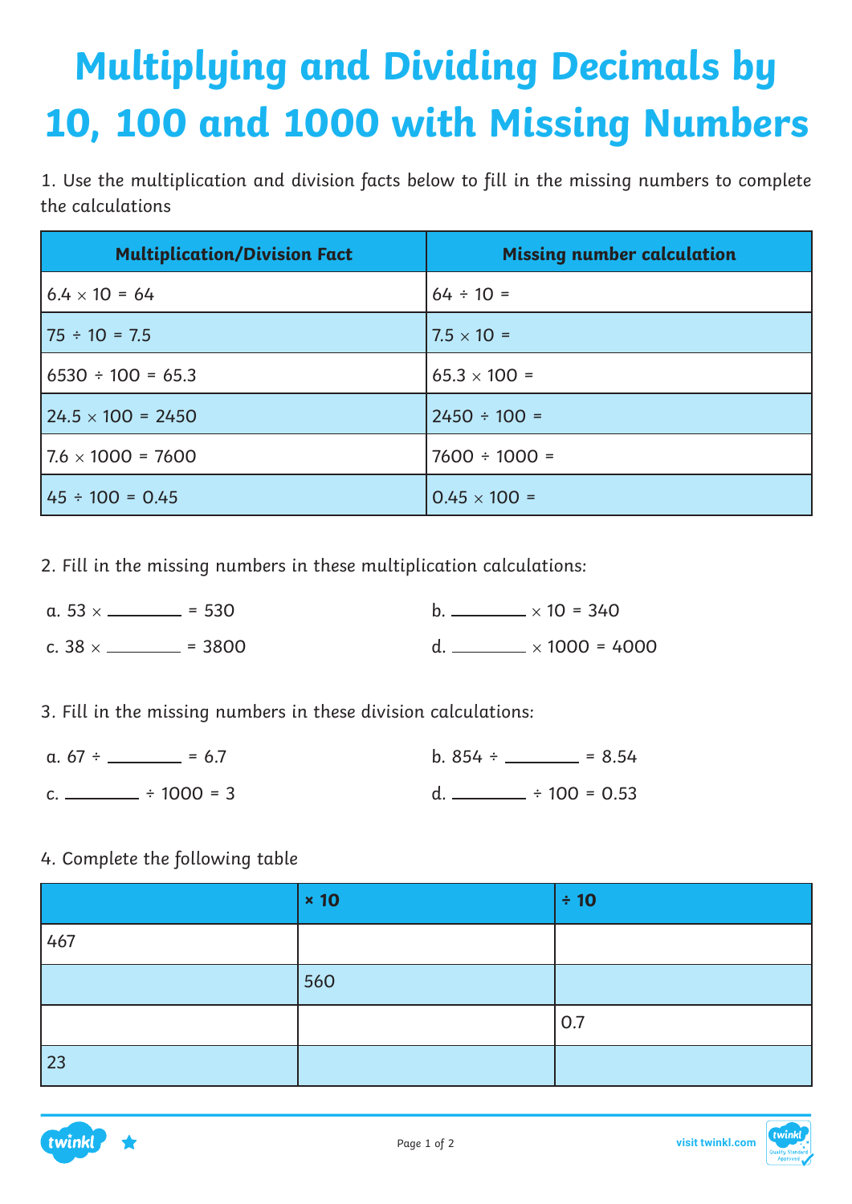# Multiplying and Dividing Decimals by 10, 100 and 1000 with Missing Numbers

1. Use the multiplication and division facts below to fill in the missing numbers to complete the calculations

| Multiplication/Division Fact | Missing number calculation |
|---|---|
| $6.4 \times 10 = 64$ | $64 \div 10 =$ |
| $75 \div 10 = 7.5$ | $7.5 \times 10 =$ |
| $6530 \div 100 = 65.3$ | $65.3 \times 100 =$ |
| $24.5 \times 100 = 2450$ | $2450 \div 100 =$ |
| $7.6 \times 1000 = 7600$ | $7600 \div 1000 =$ |
| $45 \div 100 = 0.45$ | $0.45 \times 100 =$ |

2. Fill in the missing numbers in these multiplication calculations:

a. $53 \times$ ________ $= 530$

b. ________ $\times 10 = 340$

c. $38 \times$ ________ $= 3800$

d. ________ $\times 1000 = 4000$

3. Fill in the missing numbers in these division calculations:

a. $67 \div$ ________ $= 6.7$

b. $854 \div$ ________ $= 8.54$

c. ________ $\div 1000 = 3$

d. ________ $\div 100 = 0.53$

4. Complete the following table

| | × 10 | ÷ 10 |
|---|---|---|
| 467 | | |
| | 560 | |
| | | 0.7 |
| 23 | | |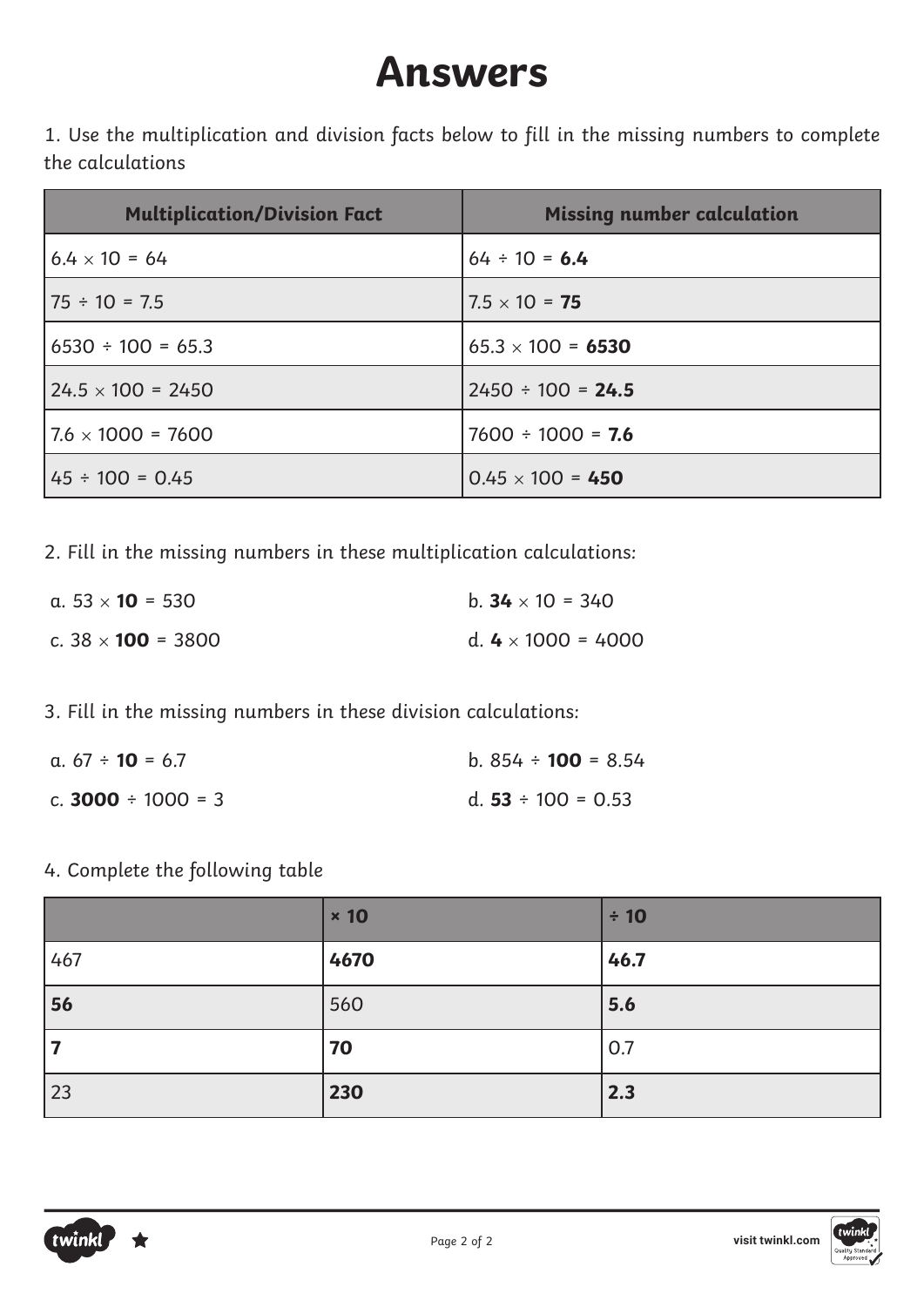# Answers

1. Use the multiplication and division facts below to fill in the missing numbers to complete the calculations

| Multiplication/Division Fact | Missing number calculation |
|---|---|
| $6.4 \times 10 = 64$ | $64 \div 10 =$ **6.4** |
| $75 \div 10 = 7.5$ | $7.5 \times 10 =$ **75** |
| $6530 \div 100 = 65.3$ | $65.3 \times 100 =$ **6530** |
| $24.5 \times 100 = 2450$ | $2450 \div 100 =$ **24.5** |
| $7.6 \times 1000 = 7600$ | $7600 \div 1000 =$ **7.6** |
| $45 \div 100 = 0.45$ | $0.45 \times 100 =$ **450** |

2. Fill in the missing numbers in these multiplication calculations:

a. 53 × **10** = 530

b. **34** × 10 = 340

c. 38 × **100** = 3800

d. **4** × 1000 = 4000

3. Fill in the missing numbers in these division calculations:

a. 67 ÷ **10** = 6.7

b. 854 ÷ **100** = 8.54

c. **3000** ÷ 1000 = 3

d. **53** ÷ 100 = 0.53

4. Complete the following table

| | **× 10** | **÷ 10** |
|---|---|---|
| 467 | **4670** | **46.7** |
| **56** | 560 | **5.6** |
| **7** | **70** | 0.7 |
| 23 | **230** | **2.3** |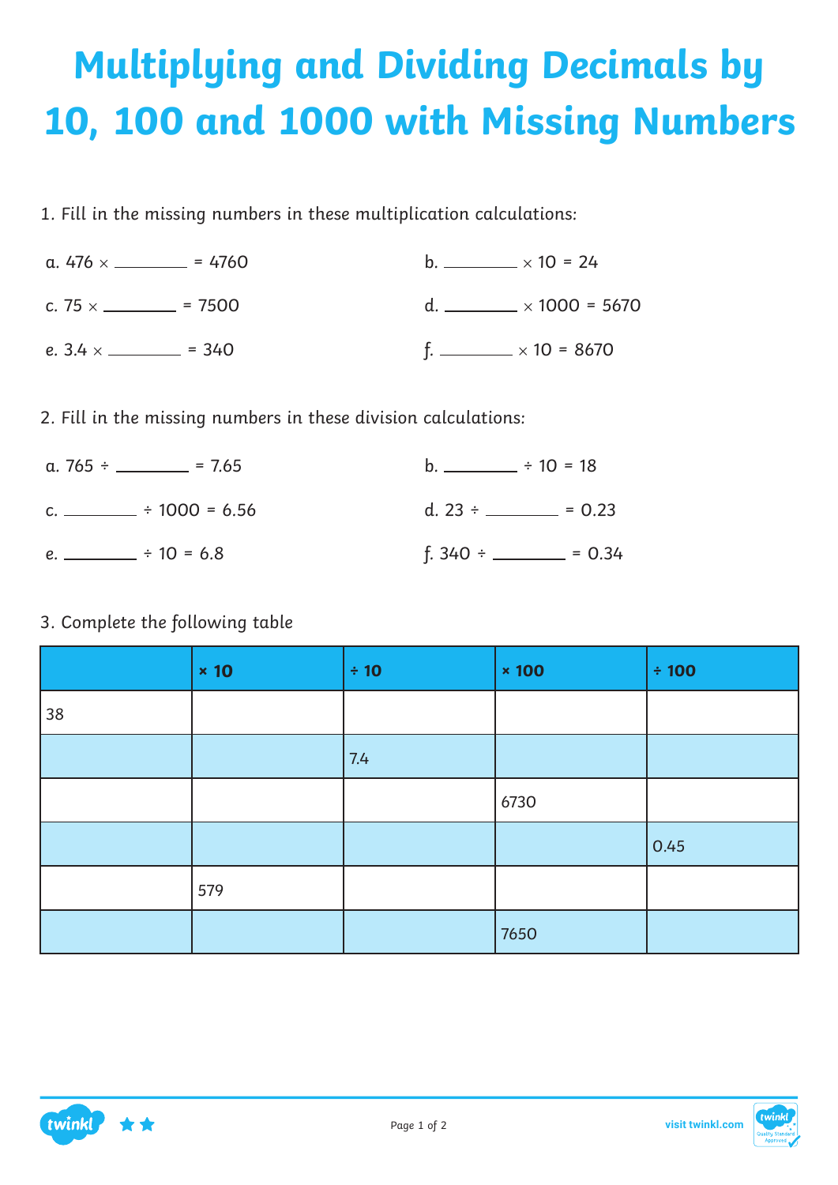// Multiplying and Dividing Decimals by 10, 100 and 1000 with Missing Numbers

1. Fill in the missing numbers in these multiplication calculations:

a. 476 × ________ = 4760

b. ________ × 10 = 24

c. 75 × ________ = 7500

d. ________ × 1000 = 5670

e. 3.4 × ________ = 340

f. ________ × 10 = 8670

2. Fill in the missing numbers in these division calculations:

a. 765 ÷ ________ = 7.65

b. ________ ÷ 10 = 18

c. ________ ÷ 1000 = 6.56

d. 23 ÷ ________ = 0.23

e. ________ ÷ 10 = 6.8

f. 340 ÷ ________ = 0.34

3. Complete the following table

| | **× 10** | **÷ 10** | **× 100** | **÷ 100** |
|---|---|---|---|---|
| 38 | | | | |
| | | 7.4 | | |
| | | | 6730 | |
| | | | | 0.45 |
| | 579 | | | |
| | | | 7650 | |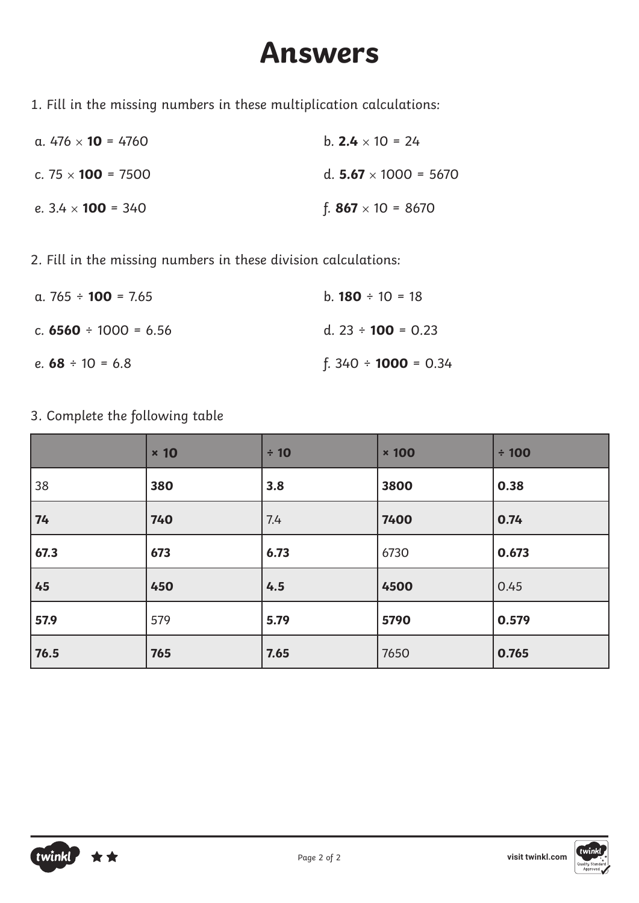# Answers

1. Fill in the missing numbers in these multiplication calculations:

a. $476 \times$ **10** $= 4760$

b. **2.4** $\times 10 = 24$

c. $75 \times$ **100** $= 7500$

d. **5.67** $\times 1000 = 5670$

e. $3.4 \times$ **100** $= 340$

f. **867** $\times 10 = 8670$

2. Fill in the missing numbers in these division calculations:

a. $765 \div$ **100** $= 7.65$

b. **180** $\div 10 = 18$

c. **6560** $\div 1000 = 6.56$

d. $23 \div$ **100** $= 0.23$

e. **68** $\div 10 = 6.8$

f. $340 \div$ **1000** $= 0.34$

3. Complete the following table

| | × 10 | ÷ 10 | × 100 | ÷ 100 |
|---|---|---|---|---|
| 38 | **380** | **3.8** | **3800** | **0.38** |
| **74** | **740** | 7.4 | **7400** | **0.74** |
| **67.3** | **673** | **6.73** | 6730 | **0.673** |
| **45** | **450** | **4.5** | **4500** | 0.45 |
| **57.9** | 579 | **5.79** | **5790** | **0.579** |
| **76.5** | **765** | **7.65** | 7650 | **0.765** |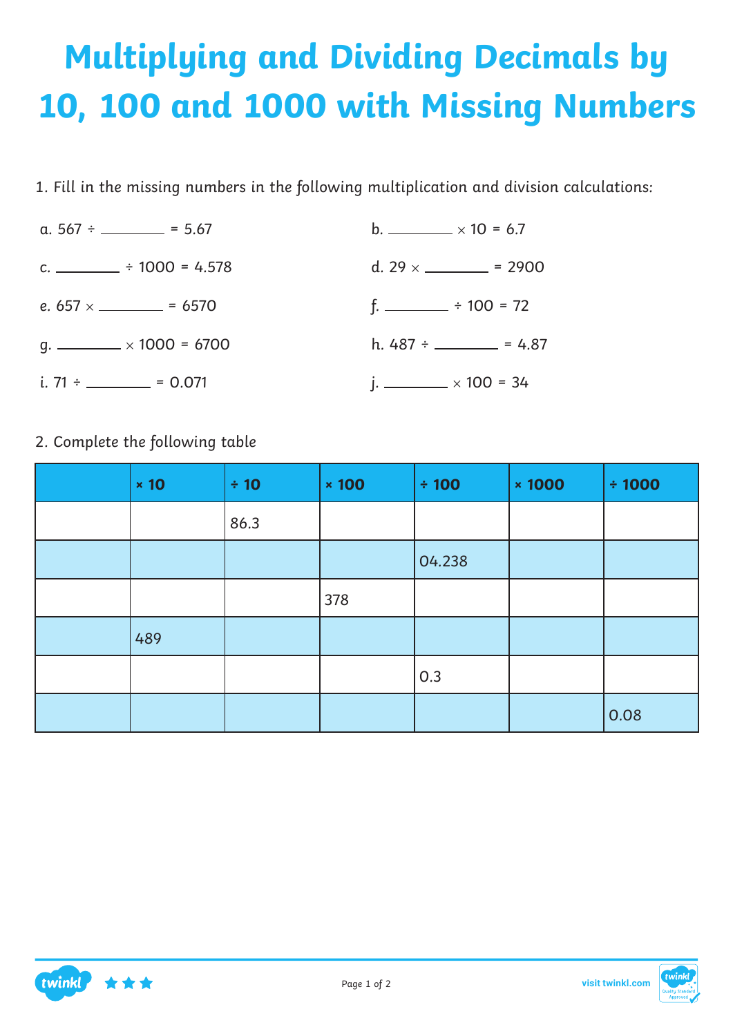# Multiplying and Dividing Decimals by 10, 100 and 1000 with Missing Numbers

1. Fill in the missing numbers in the following multiplication and division calculations:

a. 567 ÷ ________ = 5.67

b. ________ × 10 = 6.7

c. ________ ÷ 1000 = 4.578

d. 29 × ________ = 2900

e. 657 × ________ = 6570

f. ________ ÷ 100 = 72

g. ________ × 1000 = 6700

h. 487 ÷ ________ = 4.87

i. 71 ÷ ________ = 0.071

j. ________ × 100 = 34

2. Complete the following table

| | × 10 | ÷ 10 | × 100 | ÷ 100 | × 1000 | ÷ 1000 |
|---|---|---|---|---|---|---|
| | | 86.3 | | | | |
| | | | | 04.238 | | |
| | | | 378 | | | |
| | 489 | | | | | |
| | | | | 0.3 | | |
| | | | | | | 0.08 |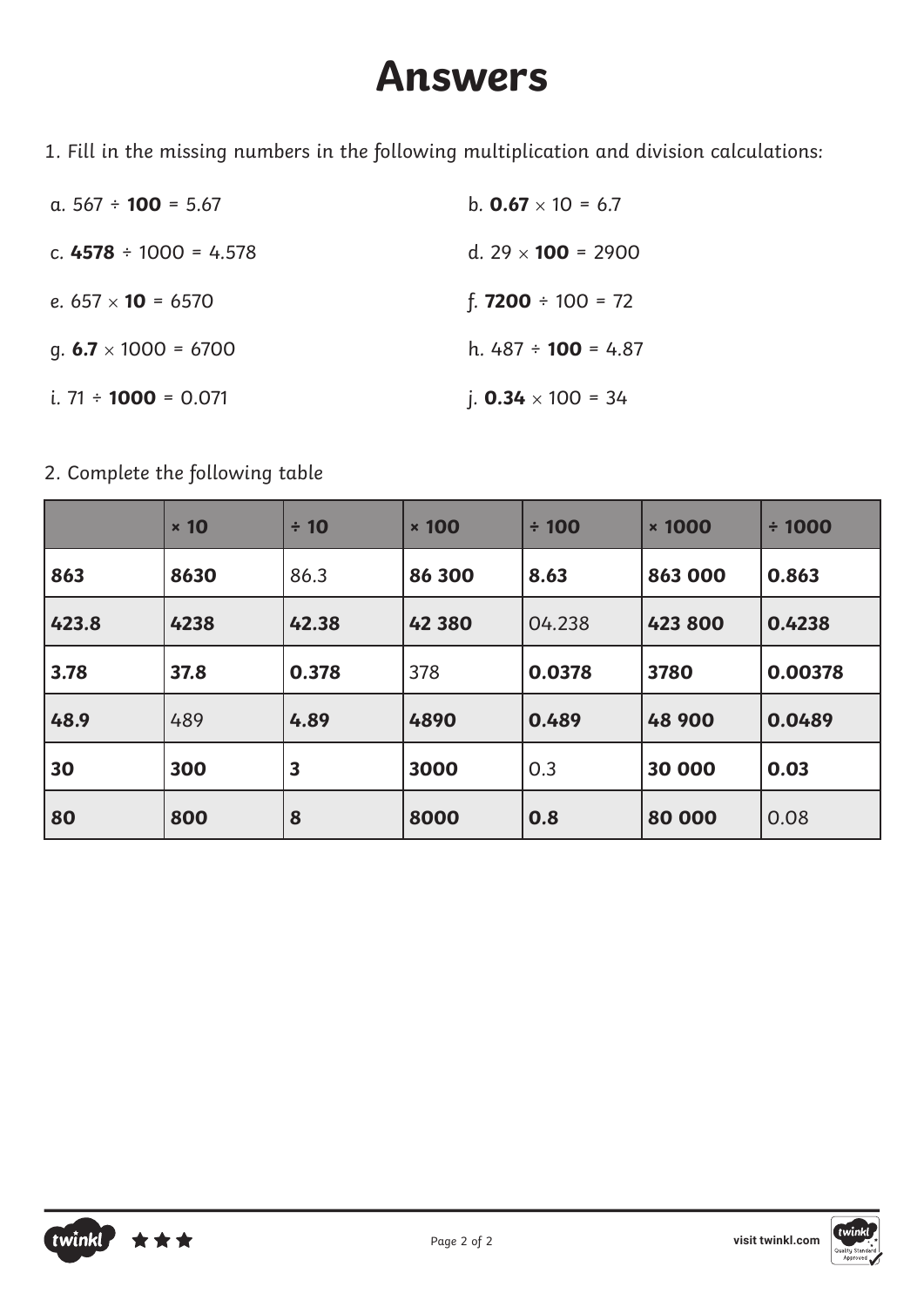# Answers

1. Fill in the missing numbers in the following multiplication and division calculations:

a. $567 \div$ **100** $= 5.67$

b. **0.67** $\times 10 = 6.7$

c. **4578** $\div 1000 = 4.578$

d. $29 \times$ **100** $= 2900$

e. $657 \times$ **10** $= 6570$

f. **7200** $\div 100 = 72$

g. **6.7** $\times 1000 = 6700$

h. $487 \div$ **100** $= 4.87$

i. $71 \div$ **1000** $= 0.071$

j. **0.34** $\times 100 = 34$

2. Complete the following table

| | × 10 | ÷ 10 | × 100 | ÷ 100 | × 1000 | ÷ 1000 |
|---|---|---|---|---|---|---|
| **863** | **8630** | 86.3 | **86 300** | **8.63** | **863 000** | **0.863** |
| **423.8** | **4238** | **42.38** | **42 380** | 04.238 | **423 800** | **0.4238** |
| **3.78** | **37.8** | **0.378** | 378 | **0.0378** | **3780** | **0.00378** |
| **48.9** | 489 | **4.89** | **4890** | **0.489** | **48 900** | **0.0489** |
| **30** | **300** | **3** | **3000** | 0.3 | **30 000** | **0.03** |
| **80** | **800** | **8** | **8000** | **0.8** | **80 000** | 0.08 |